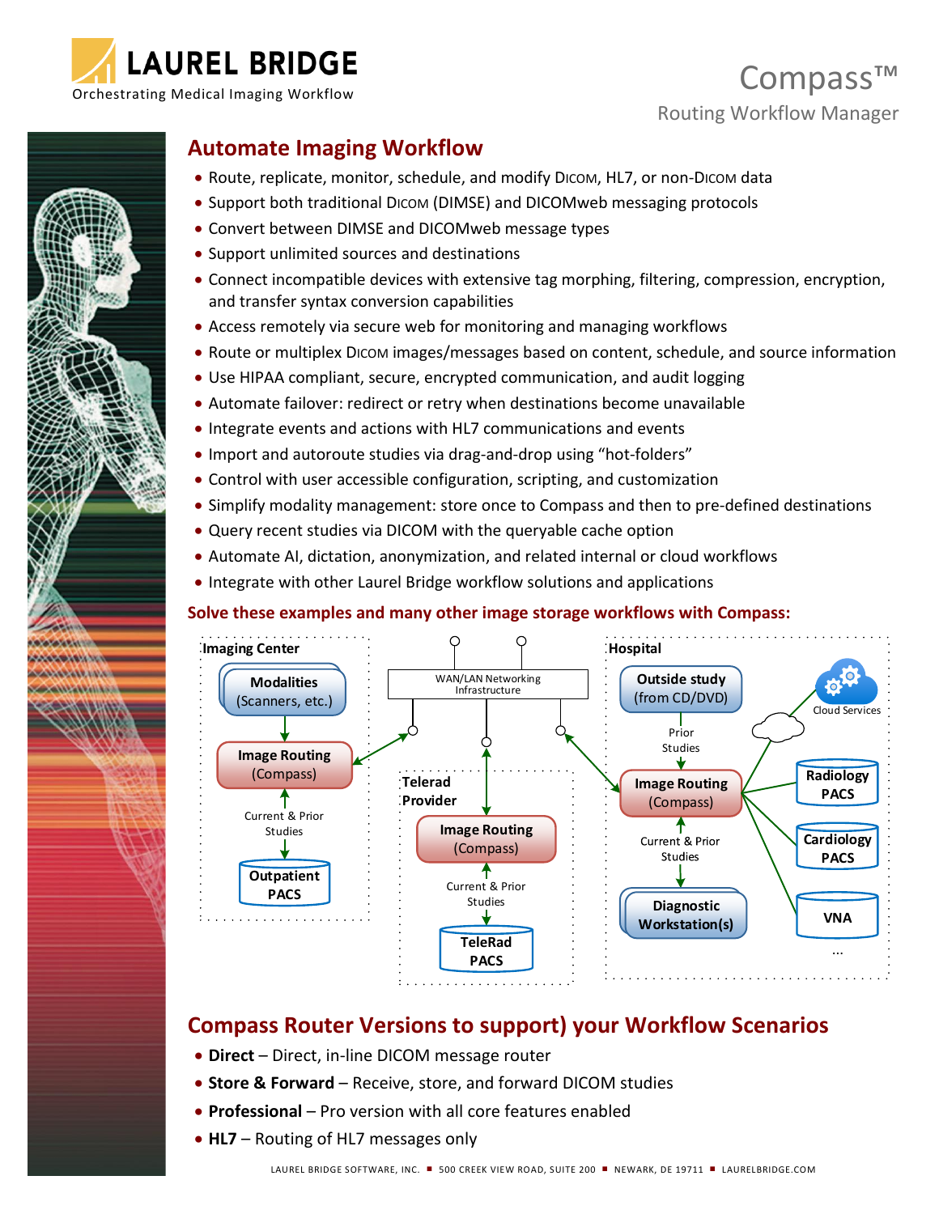# LAUREL BRIDGE

Orchestrating Medical Imaging Workflow

# Compass™

Routing Workflow Manager

## Automate Imaging Workflow

- Route, replicate, monitor, schedule, and modify DICOM, HL7, or non-DICOM data
- Support both traditional DICOM (DIMSE) and DICOMweb messaging protocols
- Convert between DIMSE and DICOMweb message types
- Support unlimited sources and destinations
- Connect incompatible devices with extensive tag morphing, filtering, compression, encryption, and transfer syntax conversion capabilities
- Access remotely via secure web for monitoring and managing workflows
- Route or multiplex DICOM images/messages based on content, schedule, and source information
- Use HIPAA compliant, secure, encrypted communication, and audit logging
- Automate failover: redirect or retry when destinations become unavailable
- Integrate events and actions with HL7 communications and events
- Import and autoroute studies via drag-and-drop using "hot-folders"
- Control with user accessible configuration, scripting, and customization
- Simplify modality management: store once to Compass and then to pre-defined destinations
- Query recent studies via DICOM with the queryable cache option
- Automate AI, dictation, anonymization, and related internal or cloud workflows
- Integrate with other Laurel Bridge workflow solutions and applications

**Solve these examples and many other image storage workflows with Compass:**

Imaging Center: Modalities (Scanners, etc.) → Image Routing (Compass) → Current & Prior Studies → Outpatient PACS

WAN/LAN Networking Infrastructure

Telerad Provider: Image Routing (Compass) → Current & Prior Studies → TeleRad PACS

Hospital: Outside study (from CD/DVD) → Prior Studies → Image Routing (Compass) → Current & Prior Studies → Diagnostic Workstation(s); Cloud Services; Radiology PACS; Cardiology PACS; VNA; ...

## Compass Router Versions to support) your Workflow Scenarios

- **Direct** – Direct, in-line DICOM message router
- **Store & Forward** – Receive, store, and forward DICOM studies
- **Professional** – Pro version with all core features enabled
- **HL7** – Routing of HL7 messages only

LAUREL BRIDGE SOFTWARE, INC. ■ 500 CREEK VIEW ROAD, SUITE 200 ■ NEWARK, DE 19711 ■ LAURELBRIDGE.COM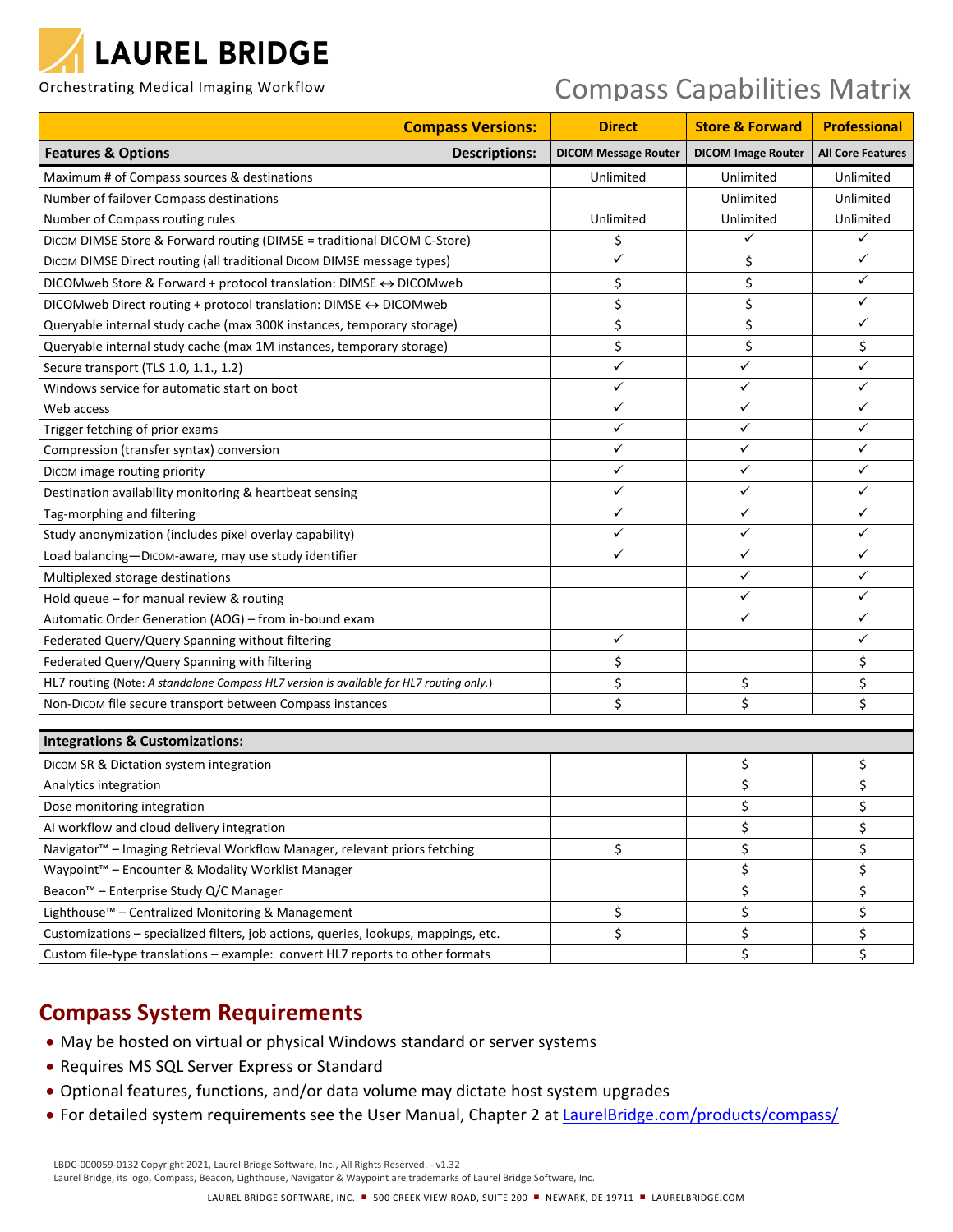# LAUREL BRIDGE

Orchestrating Medical Imaging Workflow

## Compass Capabilities Matrix

| Compass Versions: | Direct | Store & Forward | Professional |
|---|---|---|---|
| **Features & Options** — **Descriptions:** | **DICOM Message Router** | **DICOM Image Router** | **All Core Features** |
| Maximum # of Compass sources & destinations | Unlimited | Unlimited | Unlimited |
| Number of failover Compass destinations | | Unlimited | Unlimited |
| Number of Compass routing rules | Unlimited | Unlimited | Unlimited |
| DICOM DIMSE Store & Forward routing (DIMSE = traditional DICOM C-Store) | $ | ✓ | ✓ |
| DICOM DIMSE Direct routing (all traditional DICOM DIMSE message types) | ✓ | $ | ✓ |
| DICOMweb Store & Forward + protocol translation: DIMSE ↔ DICOMweb | $ | $ | ✓ |
| DICOMweb Direct routing + protocol translation: DIMSE ↔ DICOMweb | $ | $ | ✓ |
| Queryable internal study cache (max 300K instances, temporary storage) | $ | $ | ✓ |
| Queryable internal study cache (max 1M instances, temporary storage) | $ | $ | $ |
| Secure transport (TLS 1.0, 1.1., 1.2) | ✓ | ✓ | ✓ |
| Windows service for automatic start on boot | ✓ | ✓ | ✓ |
| Web access | ✓ | ✓ | ✓ |
| Trigger fetching of prior exams | ✓ | ✓ | ✓ |
| Compression (transfer syntax) conversion | ✓ | ✓ | ✓ |
| DICOM image routing priority | ✓ | ✓ | ✓ |
| Destination availability monitoring & heartbeat sensing | ✓ | ✓ | ✓ |
| Tag-morphing and filtering | ✓ | ✓ | ✓ |
| Study anonymization (includes pixel overlay capability) | ✓ | ✓ | ✓ |
| Load balancing—DICOM-aware, may use study identifier | ✓ | ✓ | ✓ |
| Multiplexed storage destinations | | ✓ | ✓ |
| Hold queue – for manual review & routing | | ✓ | ✓ |
| Automatic Order Generation (AOG) – from in-bound exam | | ✓ | ✓ |
| Federated Query/Query Spanning without filtering | ✓ | | ✓ |
| Federated Query/Query Spanning with filtering | $ | | $ |
| HL7 routing (Note: *A standalone Compass HL7 version is available for HL7 routing only.*) | $ | $ | $ |
| Non-DICOM file secure transport between Compass instances | $ | $ | $ |
| | | | |
| **Integrations & Customizations:** | | | |
| DICOM SR & Dictation system integration | | $ | $ |
| Analytics integration | | $ | $ |
| Dose monitoring integration | | $ | $ |
| AI workflow and cloud delivery integration | | $ | $ |
| Navigator™ – Imaging Retrieval Workflow Manager, relevant priors fetching | $ | $ | $ |
| Waypoint™ – Encounter & Modality Worklist Manager | | $ | $ |
| Beacon™ – Enterprise Study Q/C Manager | | $ | $ |
| Lighthouse™ – Centralized Monitoring & Management | $ | $ | $ |
| Customizations – specialized filters, job actions, queries, lookups, mappings, etc. | $ | $ | $ |
| Custom file-type translations – example: convert HL7 reports to other formats | | $ | $ |

## Compass System Requirements

- May be hosted on virtual or physical Windows standard or server systems
- Requires MS SQL Server Express or Standard
- Optional features, functions, and/or data volume may dictate host system upgrades
- For detailed system requirements see the User Manual, Chapter 2 at LaurelBridge.com/products/compass/

LBDC-000059-0132 Copyright 2021, Laurel Bridge Software, Inc., All Rights Reserved. - v1.32
Laurel Bridge, its logo, Compass, Beacon, Lighthouse, Navigator & Waypoint are trademarks of Laurel Bridge Software, Inc.

LAUREL BRIDGE SOFTWARE, INC. ■ 500 CREEK VIEW ROAD, SUITE 200 ■ NEWARK, DE 19711 ■ LAURELBRIDGE.COM